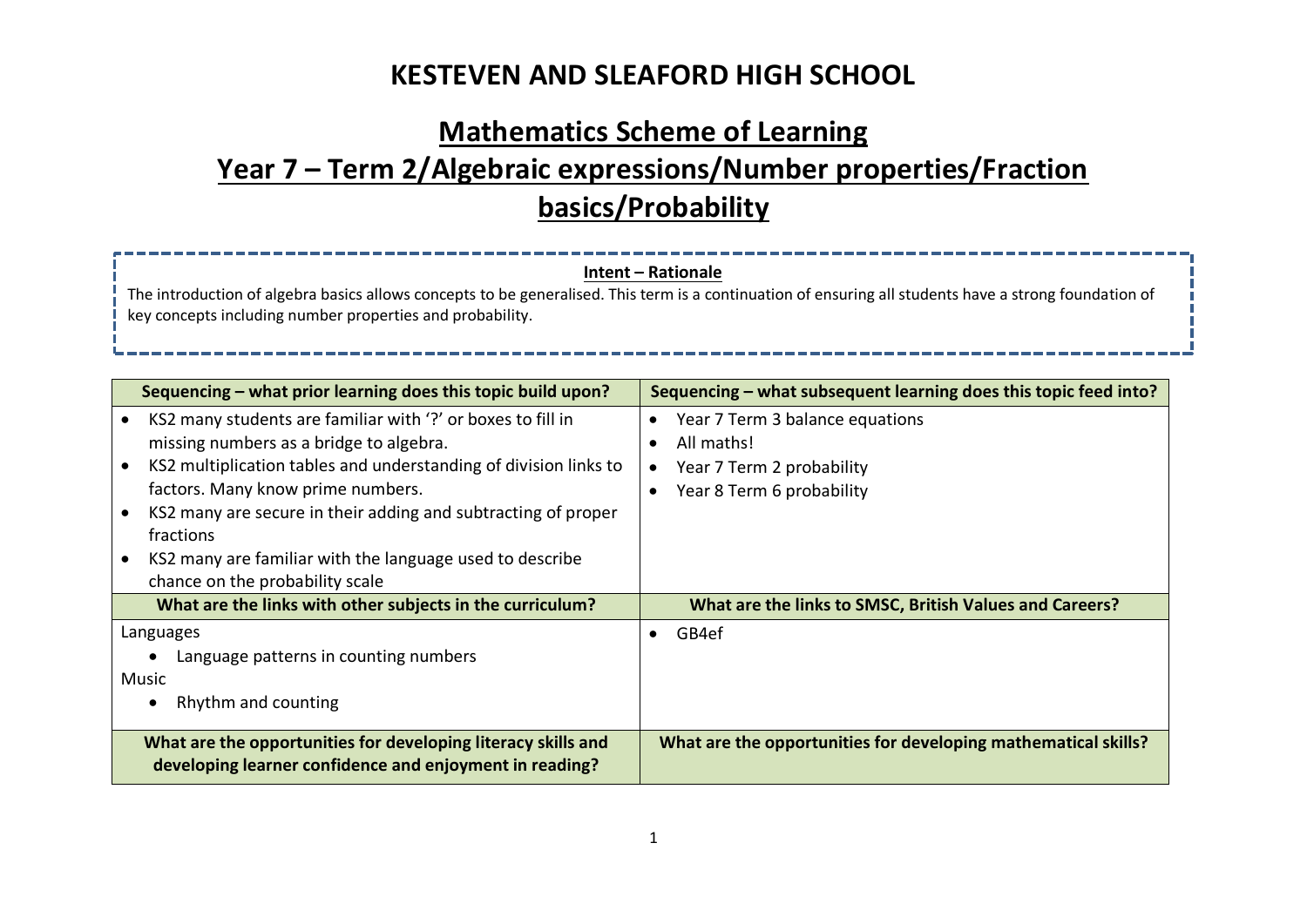# KESTEVEN AND SLEAFORD HIGH SCHOOL

## Mathematics Scheme of Learning

## Year 7 – Term 2/Algebraic expressions/Number properties/Fraction basics/Probability

**Intent – Rationale**

The introduction of algebra basics allows concepts to be generalised. This term is a continuation of ensuring all students have a strong foundation of key concepts including number properties and probability.

| Sequencing – what prior learning does this topic build upon? | Sequencing – what subsequent learning does this topic feed into? |
|---|---|
| • KS2 many students are familiar with '?' or boxes to fill in missing numbers as a bridge to algebra.<br>• KS2 multiplication tables and understanding of division links to factors. Many know prime numbers.<br>• KS2 many are secure in their adding and subtracting of proper fractions<br>• KS2 many are familiar with the language used to describe chance on the probability scale | • Year 7 Term 3 balance equations<br>• All maths!<br>• Year 7 Term 2 probability<br>• Year 8 Term 6 probability |
| **What are the links with other subjects in the curriculum?** | **What are the links to SMSC, British Values and Careers?** |
| Languages<br>• Language patterns in counting numbers<br>Music<br>• Rhythm and counting | • GB4ef |
| **What are the opportunities for developing literacy skills and developing learner confidence and enjoyment in reading?** | **What are the opportunities for developing mathematical skills?** |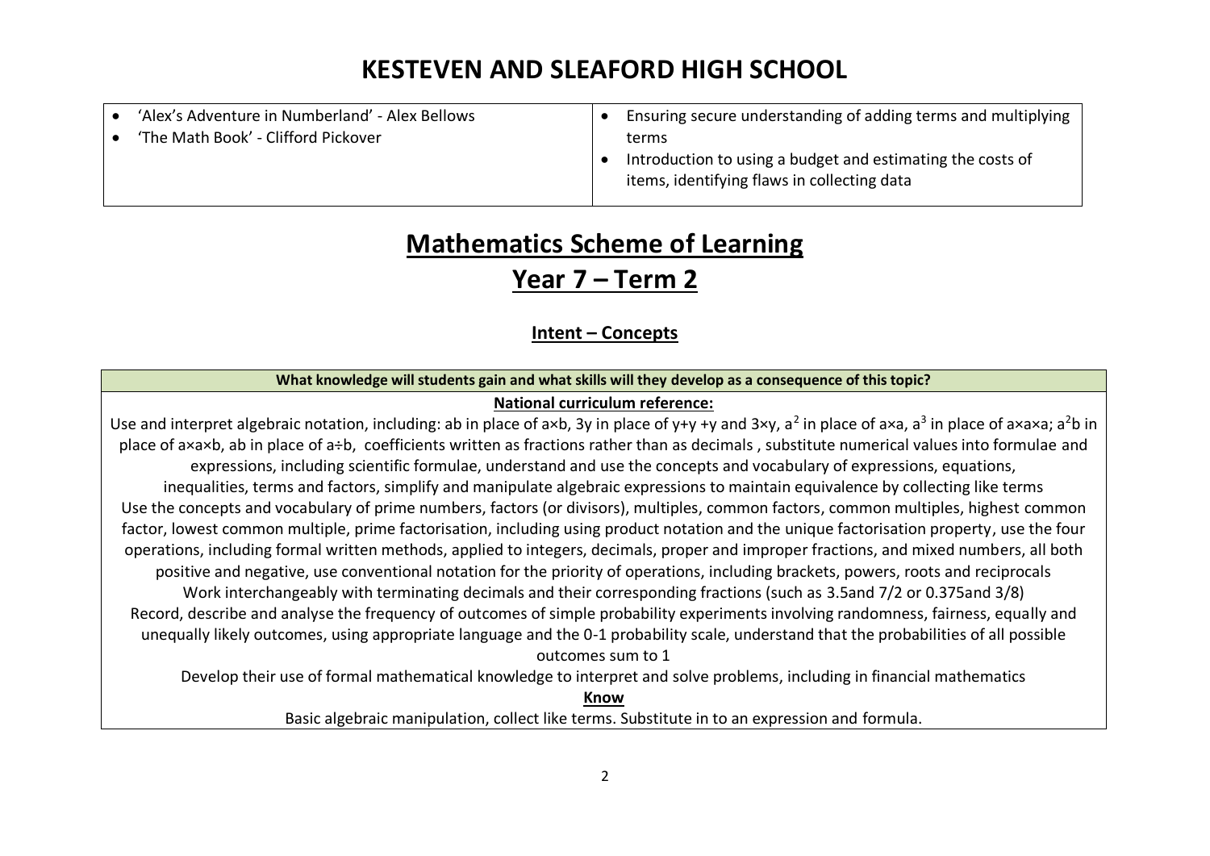# KESTEVEN AND SLEAFORD HIGH SCHOOL

| | |
|---|---|
| • 'Alex's Adventure in Numberland' - Alex Bellows<br>• 'The Math Book' - Clifford Pickover | • Ensuring secure understanding of adding terms and multiplying terms<br>• Introduction to using a budget and estimating the costs of items, identifying flaws in collecting data |

## Mathematics Scheme of Learning

## Year 7 – Term 2

### Intent – Concepts

| What knowledge will students gain and what skills will they develop as a consequence of this topic? |
|---|
| **National curriculum reference:**<br>Use and interpret algebraic notation, including: ab in place of a×b, 3y in place of y+y +y and 3×y, $a^2$ in place of a×a, $a^3$ in place of a×a×a; $a^2b$ in place of a×a×b, ab in place of a÷b, coefficients written as fractions rather than as decimals , substitute numerical values into formulae and expressions, including scientific formulae, understand and use the concepts and vocabulary of expressions, equations, inequalities, terms and factors, simplify and manipulate algebraic expressions to maintain equivalence by collecting like terms<br>Use the concepts and vocabulary of prime numbers, factors (or divisors), multiples, common factors, common multiples, highest common factor, lowest common multiple, prime factorisation, including using product notation and the unique factorisation property, use the four operations, including formal written methods, applied to integers, decimals, proper and improper fractions, and mixed numbers, all both positive and negative, use conventional notation for the priority of operations, including brackets, powers, roots and reciprocals<br>Work interchangeably with terminating decimals and their corresponding fractions (such as 3.5and 7/2 or 0.375and 3/8)<br>Record, describe and analyse the frequency of outcomes of simple probability experiments involving randomness, fairness, equally and unequally likely outcomes, using appropriate language and the 0-1 probability scale, understand that the probabilities of all possible outcomes sum to 1<br>Develop their use of formal mathematical knowledge to interpret and solve problems, including in financial mathematics<br>**Know**<br>Basic algebraic manipulation, collect like terms. Substitute in to an expression and formula. |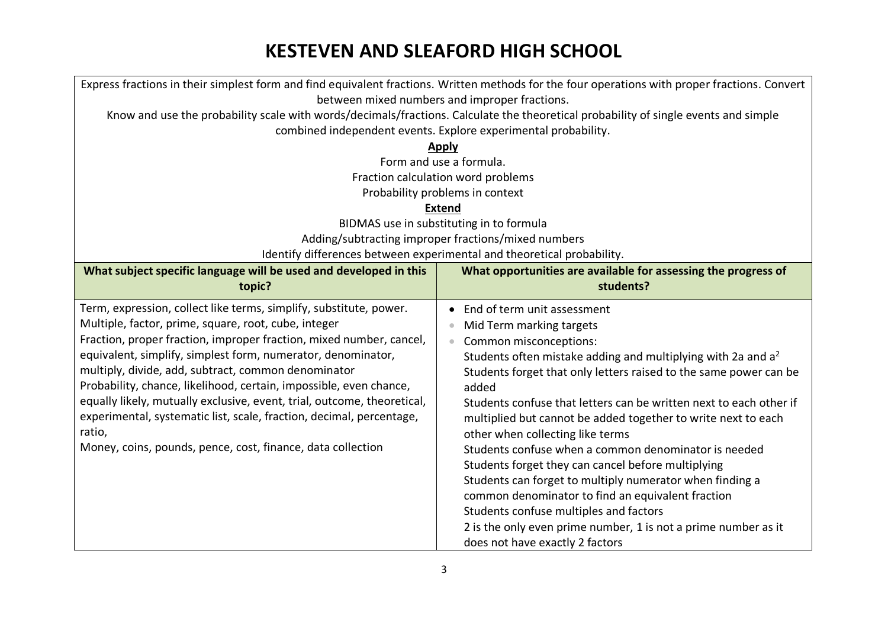# KESTEVEN AND SLEAFORD HIGH SCHOOL

Express fractions in their simplest form and find equivalent fractions. Written methods for the four operations with proper fractions. Convert between mixed numbers and improper fractions.

Know and use the probability scale with words/decimals/fractions. Calculate the theoretical probability of single events and simple combined independent events. Explore experimental probability.

**Apply**

Form and use a formula.

Fraction calculation word problems

Probability problems in context

**Extend**

BIDMAS use in substituting in to formula

Adding/subtracting improper fractions/mixed numbers

Identify differences between experimental and theoretical probability.

| What subject specific language will be used and developed in this topic? | What opportunities are available for assessing the progress of students? |
|---|---|
| Term, expression, collect like terms, simplify, substitute, power.<br>Multiple, factor, prime, square, root, cube, integer<br>Fraction, proper fraction, improper fraction, mixed number, cancel, equivalent, simplify, simplest form, numerator, denominator, multiply, divide, add, subtract, common denominator<br>Probability, chance, likelihood, certain, impossible, even chance, equally likely, mutually exclusive, event, trial, outcome, theoretical, experimental, systematic list, scale, fraction, decimal, percentage, ratio,<br>Money, coins, pounds, pence, cost, finance, data collection | • End of term unit assessment<br>• Mid Term marking targets<br>• Common misconceptions:<br>Students often mistake adding and multiplying with 2a and $a^2$<br>Students forget that only letters raised to the same power can be added<br>Students confuse that letters can be written next to each other if multiplied but cannot be added together to write next to each other when collecting like terms<br>Students confuse when a common denominator is needed<br>Students forget they can cancel before multiplying<br>Students can forget to multiply numerator when finding a common denominator to find an equivalent fraction<br>Students confuse multiples and factors<br>2 is the only even prime number, 1 is not a prime number as it does not have exactly 2 factors |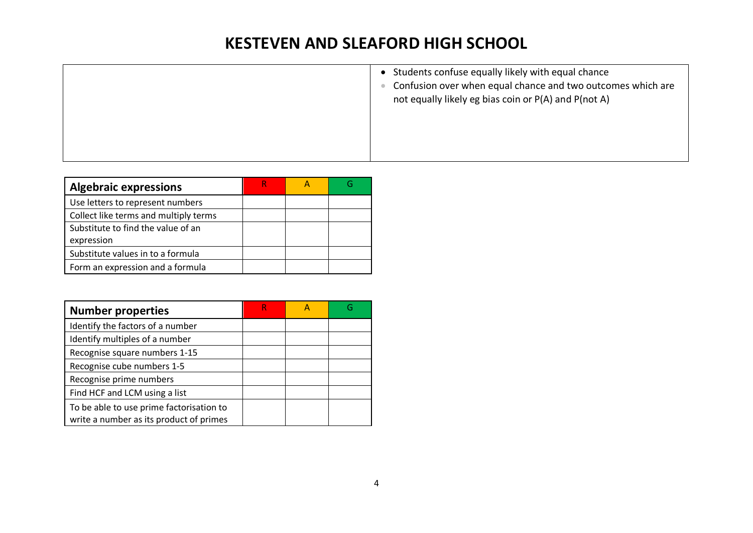# KESTEVEN AND SLEAFORD HIGH SCHOOL

| | |
|---|---|
| | • Students confuse equally likely with equal chance<br>• Confusion over when equal chance and two outcomes which are not equally likely eg bias coin or P(A) and P(not A) |

| Algebraic expressions | R | A | G |
|---|---|---|---|
| Use letters to represent numbers | | | |
| Collect like terms and multiply terms | | | |
| Substitute to find the value of an expression | | | |
| Substitute values in to a formula | | | |
| Form an expression and a formula | | | |

| Number properties | R | A | G |
|---|---|---|---|
| Identify the factors of a number | | | |
| Identify multiples of a number | | | |
| Recognise square numbers 1-15 | | | |
| Recognise cube numbers 1-5 | | | |
| Recognise prime numbers | | | |
| Find HCF and LCM using a list | | | |
| To be able to use prime factorisation to write a number as its product of primes | | | |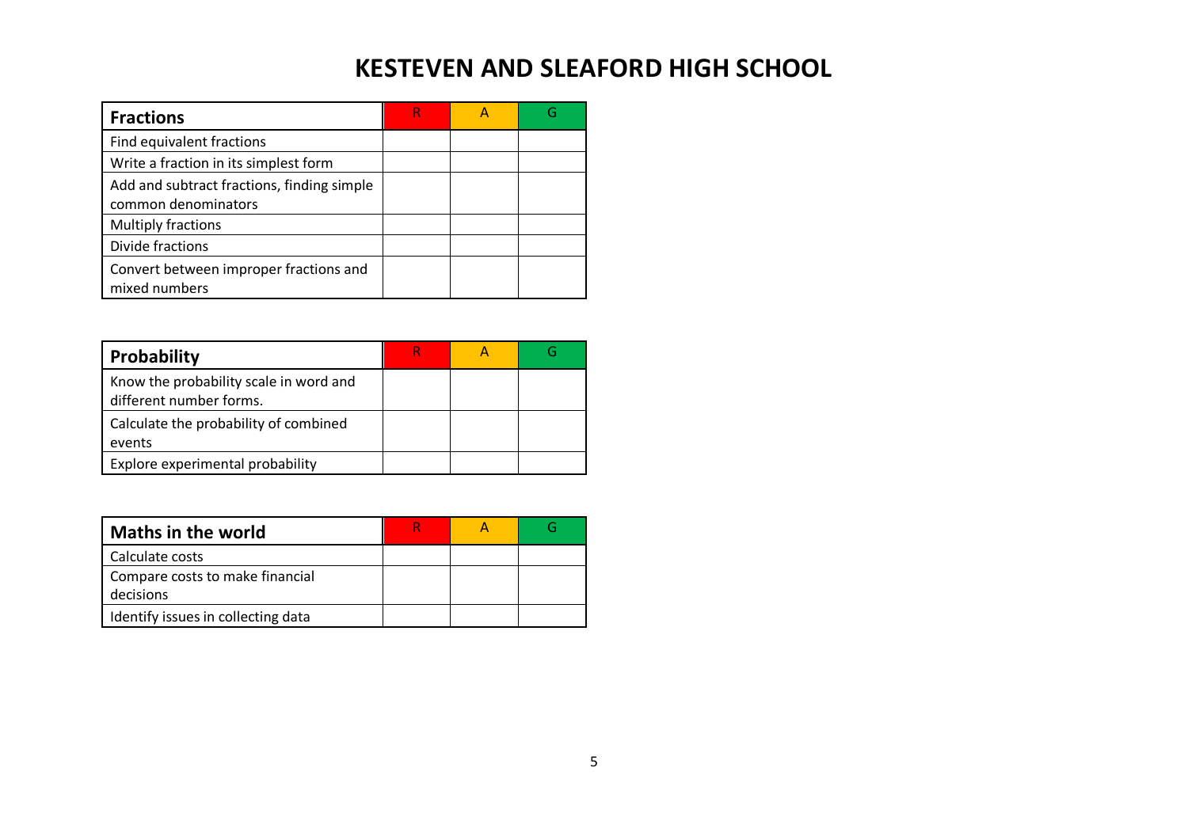# KESTEVEN AND SLEAFORD HIGH SCHOOL

| **Fractions** | R | A | G |
|---|---|---|---|
| Find equivalent fractions | | | |
| Write a fraction in its simplest form | | | |
| Add and subtract fractions, finding simple common denominators | | | |
| Multiply fractions | | | |
| Divide fractions | | | |
| Convert between improper fractions and mixed numbers | | | |

| **Probability** | R | A | G |
|---|---|---|---|
| Know the probability scale in word and different number forms. | | | |
| Calculate the probability of combined events | | | |
| Explore experimental probability | | | |

| **Maths in the world** | R | A | G |
|---|---|---|---|
| Calculate costs | | | |
| Compare costs to make financial decisions | | | |
| Identify issues in collecting data | | | |